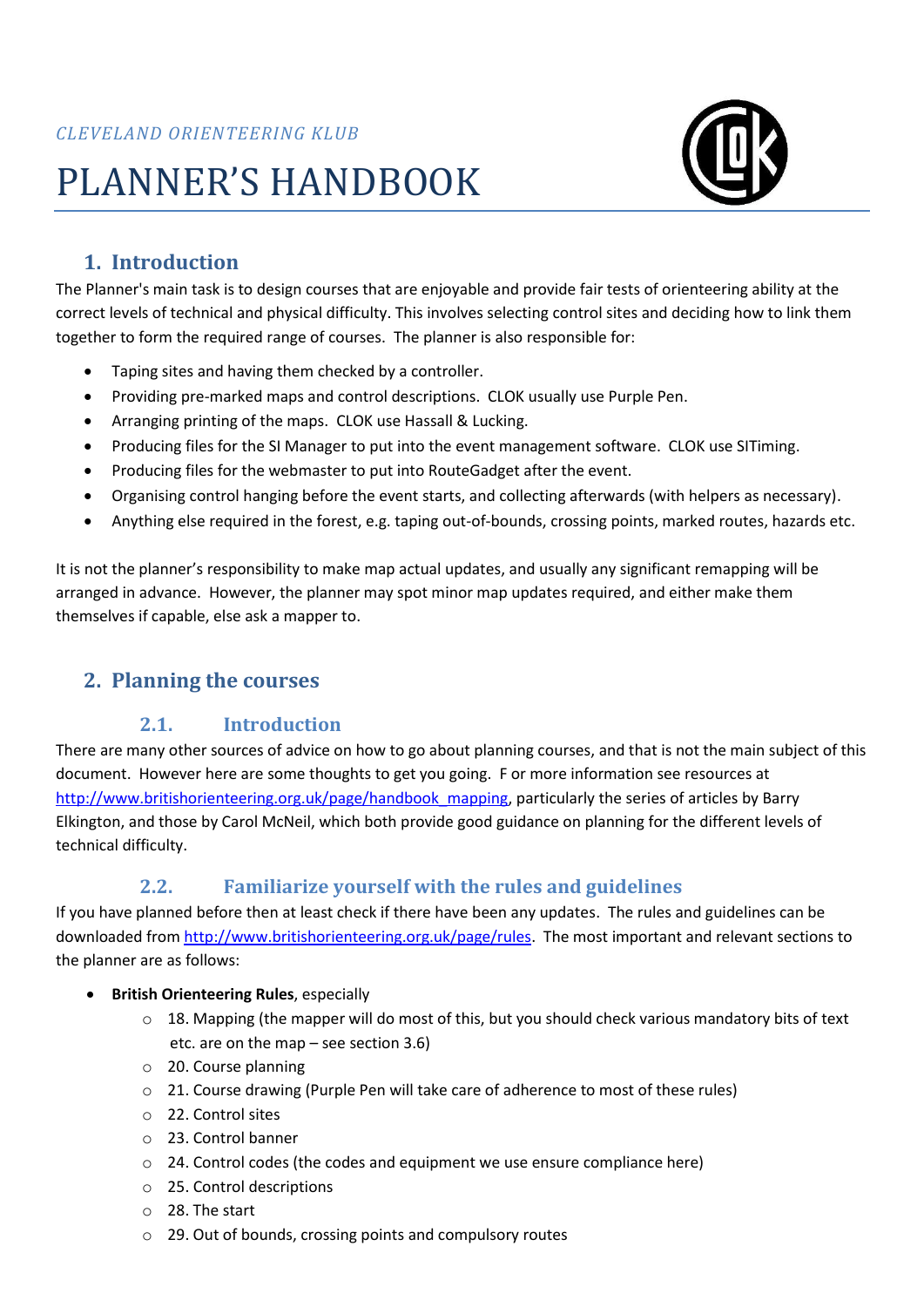*CLEVELAND ORIENTEERING KLUB*

# PLANNER'S HANDBOOK

## 1. Introduction

The Planner's main task is to design courses that are enjoyable and provide fair tests of orienteering ability at the correct levels of technical and physical difficulty. This involves selecting control sites and deciding how to link them together to form the required range of courses. The planner is also responsible for:

- Taping sites and having them checked by a controller.
- Providing pre-marked maps and control descriptions. CLOK usually use Purple Pen.
- Arranging printing of the maps. CLOK use Hassall & Lucking.
- Producing files for the SI Manager to put into the event management software. CLOK use SITiming.
- Producing files for the webmaster to put into RouteGadget after the event.
- Organising control hanging before the event starts, and collecting afterwards (with helpers as necessary).
- Anything else required in the forest, e.g. taping out-of-bounds, crossing points, marked routes, hazards etc.

It is not the planner's responsibility to make map actual updates, and usually any significant remapping will be arranged in advance. However, the planner may spot minor map updates required, and either make them themselves if capable, else ask a mapper to.

## 2. Planning the courses

### 2.1. Introduction

There are many other sources of advice on how to go about planning courses, and that is not the main subject of this document. However here are some thoughts to get you going. F or more information see resources at http://www.britishorienteering.org.uk/page/handbook_mapping, particularly the series of articles by Barry Elkington, and those by Carol McNeil, which both provide good guidance on planning for the different levels of technical difficulty.

### 2.2. Familiarize yourself with the rules and guidelines

If you have planned before then at least check if there have been any updates. The rules and guidelines can be downloaded from http://www.britishorienteering.org.uk/page/rules. The most important and relevant sections to the planner are as follows:

- **British Orienteering Rules**, especially
  - 18. Mapping (the mapper will do most of this, but you should check various mandatory bits of text etc. are on the map – see section 3.6)
  - 20. Course planning
  - 21. Course drawing (Purple Pen will take care of adherence to most of these rules)
  - 22. Control sites
  - 23. Control banner
  - 24. Control codes (the codes and equipment we use ensure compliance here)
  - 25. Control descriptions
  - 28. The start
  - 29. Out of bounds, crossing points and compulsory routes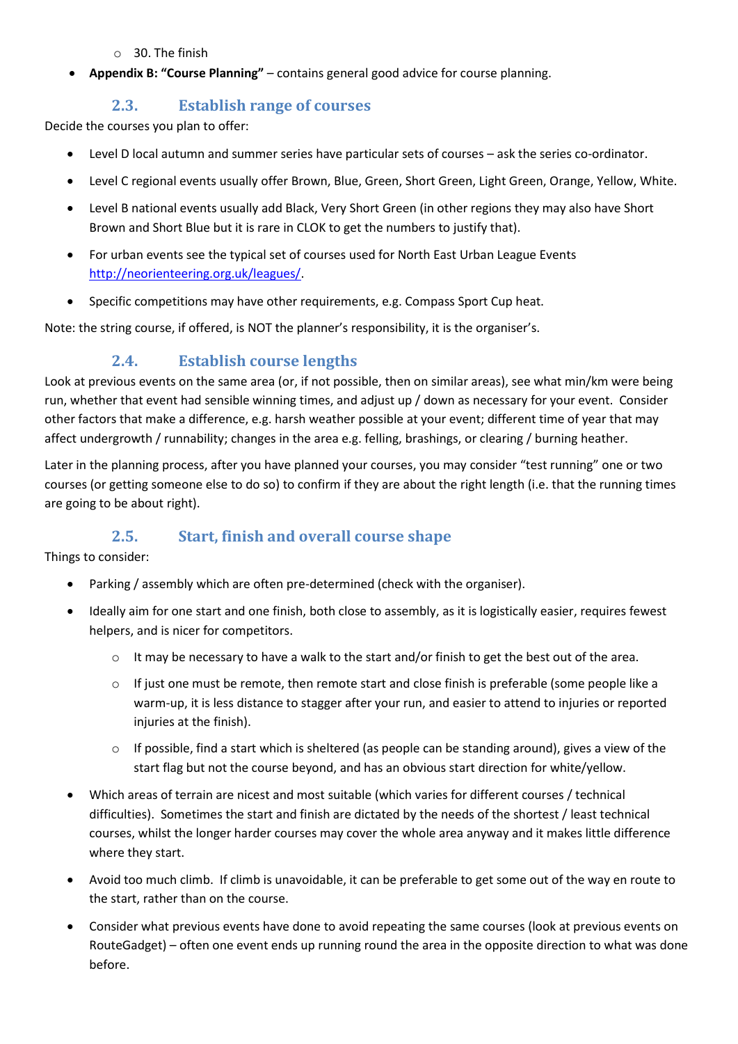- 30. The finish
- **Appendix B: "Course Planning"** – contains general good advice for course planning.

### 2.3. Establish range of courses

Decide the courses you plan to offer:

- Level D local autumn and summer series have particular sets of courses – ask the series co-ordinator.
- Level C regional events usually offer Brown, Blue, Green, Short Green, Light Green, Orange, Yellow, White.
- Level B national events usually add Black, Very Short Green (in other regions they may also have Short Brown and Short Blue but it is rare in CLOK to get the numbers to justify that).
- For urban events see the typical set of courses used for North East Urban League Events http://neorienteering.org.uk/leagues/.
- Specific competitions may have other requirements, e.g. Compass Sport Cup heat.

Note: the string course, if offered, is NOT the planner's responsibility, it is the organiser's.

### 2.4. Establish course lengths

Look at previous events on the same area (or, if not possible, then on similar areas), see what min/km were being run, whether that event had sensible winning times, and adjust up / down as necessary for your event. Consider other factors that make a difference, e.g. harsh weather possible at your event; different time of year that may affect undergrowth / runnability; changes in the area e.g. felling, brashings, or clearing / burning heather.

Later in the planning process, after you have planned your courses, you may consider "test running" one or two courses (or getting someone else to do so) to confirm if they are about the right length (i.e. that the running times are going to be about right).

### 2.5. Start, finish and overall course shape

Things to consider:

- Parking / assembly which are often pre-determined (check with the organiser).
- Ideally aim for one start and one finish, both close to assembly, as it is logistically easier, requires fewest helpers, and is nicer for competitors.
    - It may be necessary to have a walk to the start and/or finish to get the best out of the area.
    - If just one must be remote, then remote start and close finish is preferable (some people like a warm-up, it is less distance to stagger after your run, and easier to attend to injuries or reported injuries at the finish).
    - If possible, find a start which is sheltered (as people can be standing around), gives a view of the start flag but not the course beyond, and has an obvious start direction for white/yellow.
- Which areas of terrain are nicest and most suitable (which varies for different courses / technical difficulties). Sometimes the start and finish are dictated by the needs of the shortest / least technical courses, whilst the longer harder courses may cover the whole area anyway and it makes little difference where they start.
- Avoid too much climb. If climb is unavoidable, it can be preferable to get some out of the way en route to the start, rather than on the course.
- Consider what previous events have done to avoid repeating the same courses (look at previous events on RouteGadget) – often one event ends up running round the area in the opposite direction to what was done before.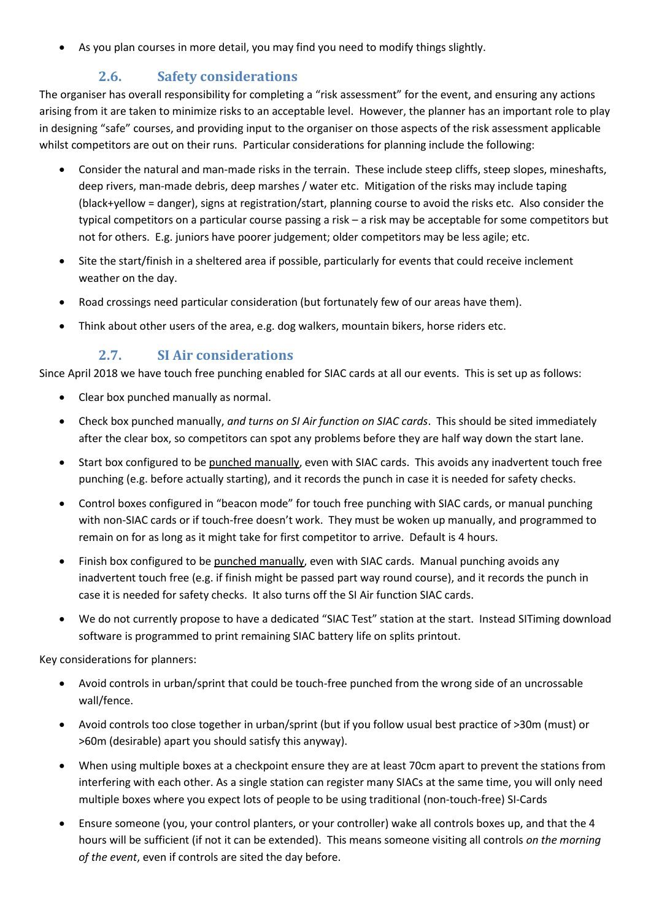- As you plan courses in more detail, you may find you need to modify things slightly.

### 2.6. Safety considerations

The organiser has overall responsibility for completing a "risk assessment" for the event, and ensuring any actions arising from it are taken to minimize risks to an acceptable level. However, the planner has an important role to play in designing "safe" courses, and providing input to the organiser on those aspects of the risk assessment applicable whilst competitors are out on their runs. Particular considerations for planning include the following:

- Consider the natural and man-made risks in the terrain. These include steep cliffs, steep slopes, mineshafts, deep rivers, man-made debris, deep marshes / water etc. Mitigation of the risks may include taping (black+yellow = danger), signs at registration/start, planning course to avoid the risks etc. Also consider the typical competitors on a particular course passing a risk – a risk may be acceptable for some competitors but not for others. E.g. juniors have poorer judgement; older competitors may be less agile; etc.
- Site the start/finish in a sheltered area if possible, particularly for events that could receive inclement weather on the day.
- Road crossings need particular consideration (but fortunately few of our areas have them).
- Think about other users of the area, e.g. dog walkers, mountain bikers, horse riders etc.

### 2.7. SI Air considerations

Since April 2018 we have touch free punching enabled for SIAC cards at all our events. This is set up as follows:

- Clear box punched manually as normal.
- Check box punched manually, *and turns on SI Air function on SIAC cards*. This should be sited immediately after the clear box, so competitors can spot any problems before they are half way down the start lane.
- Start box configured to be punched manually, even with SIAC cards. This avoids any inadvertent touch free punching (e.g. before actually starting), and it records the punch in case it is needed for safety checks.
- Control boxes configured in "beacon mode" for touch free punching with SIAC cards, or manual punching with non-SIAC cards or if touch-free doesn't work. They must be woken up manually, and programmed to remain on for as long as it might take for first competitor to arrive. Default is 4 hours.
- Finish box configured to be punched manually, even with SIAC cards. Manual punching avoids any inadvertent touch free (e.g. if finish might be passed part way round course), and it records the punch in case it is needed for safety checks. It also turns off the SI Air function SIAC cards.
- We do not currently propose to have a dedicated "SIAC Test" station at the start. Instead SITiming download software is programmed to print remaining SIAC battery life on splits printout.

Key considerations for planners:

- Avoid controls in urban/sprint that could be touch-free punched from the wrong side of an uncrossable wall/fence.
- Avoid controls too close together in urban/sprint (but if you follow usual best practice of >30m (must) or >60m (desirable) apart you should satisfy this anyway).
- When using multiple boxes at a checkpoint ensure they are at least 70cm apart to prevent the stations from interfering with each other. As a single station can register many SIACs at the same time, you will only need multiple boxes where you expect lots of people to be using traditional (non-touch-free) SI-Cards
- Ensure someone (you, your control planters, or your controller) wake all controls boxes up, and that the 4 hours will be sufficient (if not it can be extended). This means someone visiting all controls *on the morning of the event*, even if controls are sited the day before.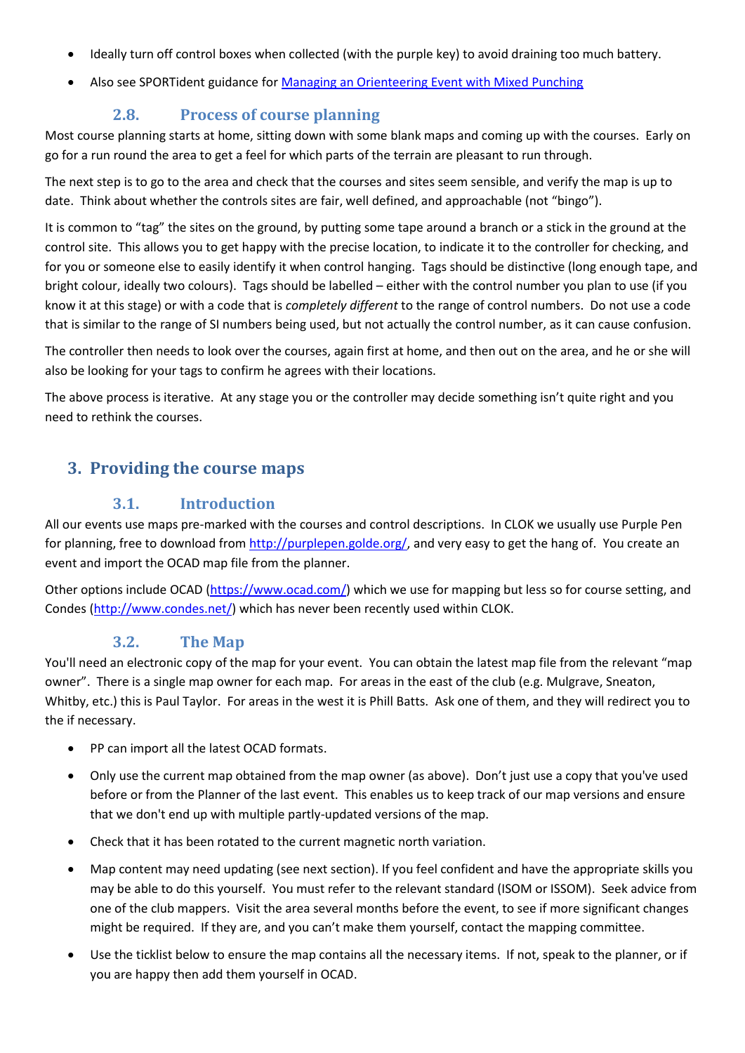- Ideally turn off control boxes when collected (with the purple key) to avoid draining too much battery.
- Also see SPORTident guidance for [Managing an Orienteering Event with Mixed Punching]

### 2.8. Process of course planning

Most course planning starts at home, sitting down with some blank maps and coming up with the courses. Early on go for a run round the area to get a feel for which parts of the terrain are pleasant to run through.

The next step is to go to the area and check that the courses and sites seem sensible, and verify the map is up to date. Think about whether the controls sites are fair, well defined, and approachable (not "bingo").

It is common to "tag" the sites on the ground, by putting some tape around a branch or a stick in the ground at the control site. This allows you to get happy with the precise location, to indicate it to the controller for checking, and for you or someone else to easily identify it when control hanging. Tags should be distinctive (long enough tape, and bright colour, ideally two colours). Tags should be labelled – either with the control number you plan to use (if you know it at this stage) or with a code that is *completely different* to the range of control numbers. Do not use a code that is similar to the range of SI numbers being used, but not actually the control number, as it can cause confusion.

The controller then needs to look over the courses, again first at home, and then out on the area, and he or she will also be looking for your tags to confirm he agrees with their locations.

The above process is iterative. At any stage you or the controller may decide something isn't quite right and you need to rethink the courses.

## 3. Providing the course maps

### 3.1. Introduction

All our events use maps pre-marked with the courses and control descriptions. In CLOK we usually use Purple Pen for planning, free to download from http://purplepen.golde.org/, and very easy to get the hang of. You create an event and import the OCAD map file from the planner.

Other options include OCAD (https://www.ocad.com/) which we use for mapping but less so for course setting, and Condes (http://www.condes.net/) which has never been recently used within CLOK.

### 3.2. The Map

You'll need an electronic copy of the map for your event. You can obtain the latest map file from the relevant "map owner". There is a single map owner for each map. For areas in the east of the club (e.g. Mulgrave, Sneaton, Whitby, etc.) this is Paul Taylor. For areas in the west it is Phill Batts. Ask one of them, and they will redirect you to the if necessary.

- PP can import all the latest OCAD formats.
- Only use the current map obtained from the map owner (as above). Don't just use a copy that you've used before or from the Planner of the last event. This enables us to keep track of our map versions and ensure that we don't end up with multiple partly-updated versions of the map.
- Check that it has been rotated to the current magnetic north variation.
- Map content may need updating (see next section). If you feel confident and have the appropriate skills you may be able to do this yourself. You must refer to the relevant standard (ISOM or ISSOM). Seek advice from one of the club mappers. Visit the area several months before the event, to see if more significant changes might be required. If they are, and you can't make them yourself, contact the mapping committee.
- Use the ticklist below to ensure the map contains all the necessary items. If not, speak to the planner, or if you are happy then add them yourself in OCAD.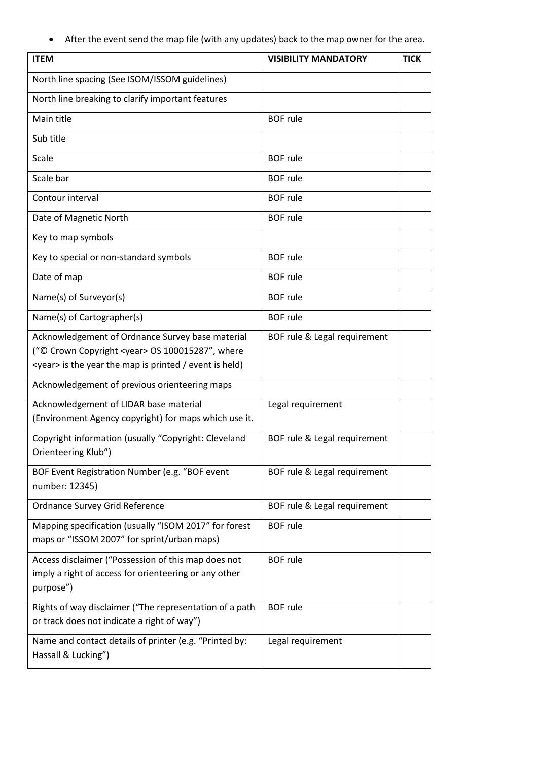- After the event send the map file (with any updates) back to the map owner for the area.

| ITEM | VISIBILITY MANDATORY | TICK |
| --- | --- | --- |
| North line spacing (See ISOM/ISSOM guidelines) | | |
| North line breaking to clarify important features | | |
| Main title | BOF rule | |
| Sub title | | |
| Scale | BOF rule | |
| Scale bar | BOF rule | |
| Contour interval | BOF rule | |
| Date of Magnetic North | BOF rule | |
| Key to map symbols | | |
| Key to special or non-standard symbols | BOF rule | |
| Date of map | BOF rule | |
| Name(s) of Surveyor(s) | BOF rule | |
| Name(s) of Cartographer(s) | BOF rule | |
| Acknowledgement of Ordnance Survey base material ("© Crown Copyright <year> OS 100015287", where <year> is the year the map is printed / event is held) | BOF rule & Legal requirement | |
| Acknowledgement of previous orienteering maps | | |
| Acknowledgement of LIDAR base material (Environment Agency copyright) for maps which use it. | Legal requirement | |
| Copyright information (usually "Copyright: Cleveland Orienteering Klub") | BOF rule & Legal requirement | |
| BOF Event Registration Number (e.g. "BOF event number: 12345) | BOF rule & Legal requirement | |
| Ordnance Survey Grid Reference | BOF rule & Legal requirement | |
| Mapping specification (usually "ISOM 2017" for forest maps or "ISSOM 2007" for sprint/urban maps) | BOF rule | |
| Access disclaimer ("Possession of this map does not imply a right of access for orienteering or any other purpose") | BOF rule | |
| Rights of way disclaimer ("The representation of a path or track does not indicate a right of way") | BOF rule | |
| Name and contact details of printer (e.g. "Printed by: Hassall & Lucking") | Legal requirement | |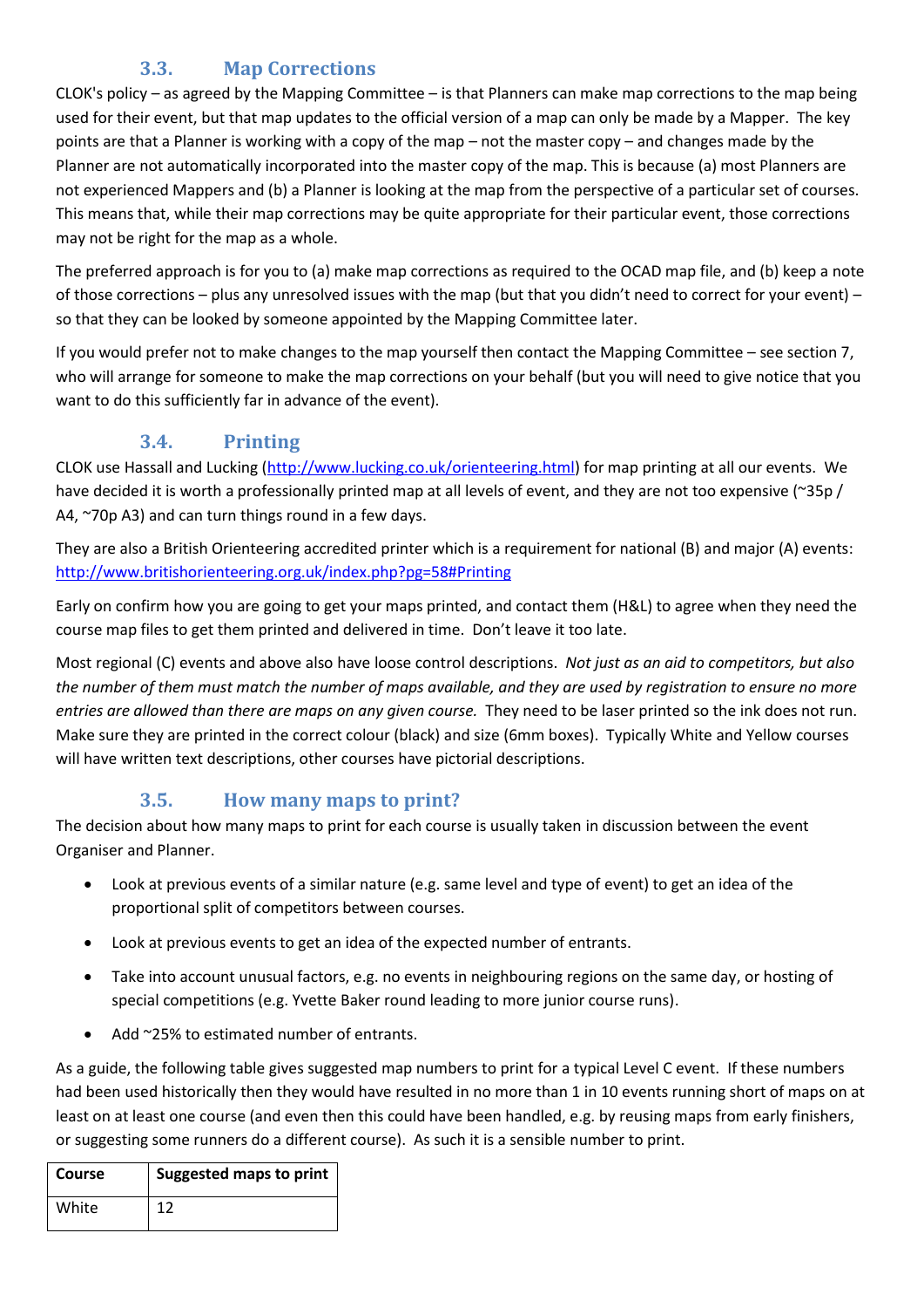### 3.3. Map Corrections

CLOK's policy – as agreed by the Mapping Committee – is that Planners can make map corrections to the map being used for their event, but that map updates to the official version of a map can only be made by a Mapper. The key points are that a Planner is working with a copy of the map – not the master copy – and changes made by the Planner are not automatically incorporated into the master copy of the map. This is because (a) most Planners are not experienced Mappers and (b) a Planner is looking at the map from the perspective of a particular set of courses. This means that, while their map corrections may be quite appropriate for their particular event, those corrections may not be right for the map as a whole.

The preferred approach is for you to (a) make map corrections as required to the OCAD map file, and (b) keep a note of those corrections – plus any unresolved issues with the map (but that you didn't need to correct for your event) – so that they can be looked by someone appointed by the Mapping Committee later.

If you would prefer not to make changes to the map yourself then contact the Mapping Committee – see section 7, who will arrange for someone to make the map corrections on your behalf (but you will need to give notice that you want to do this sufficiently far in advance of the event).

### 3.4. Printing

CLOK use Hassall and Lucking (http://www.lucking.co.uk/orienteering.html) for map printing at all our events. We have decided it is worth a professionally printed map at all levels of event, and they are not too expensive (~35p / A4, ~70p A3) and can turn things round in a few days.

They are also a British Orienteering accredited printer which is a requirement for national (B) and major (A) events: http://www.britishorienteering.org.uk/index.php?pg=58#Printing

Early on confirm how you are going to get your maps printed, and contact them (H&L) to agree when they need the course map files to get them printed and delivered in time. Don't leave it too late.

Most regional (C) events and above also have loose control descriptions. *Not just as an aid to competitors, but also the number of them must match the number of maps available, and they are used by registration to ensure no more entries are allowed than there are maps on any given course.* They need to be laser printed so the ink does not run. Make sure they are printed in the correct colour (black) and size (6mm boxes). Typically White and Yellow courses will have written text descriptions, other courses have pictorial descriptions.

### 3.5. How many maps to print?

The decision about how many maps to print for each course is usually taken in discussion between the event Organiser and Planner.

- Look at previous events of a similar nature (e.g. same level and type of event) to get an idea of the proportional split of competitors between courses.
- Look at previous events to get an idea of the expected number of entrants.
- Take into account unusual factors, e.g. no events in neighbouring regions on the same day, or hosting of special competitions (e.g. Yvette Baker round leading to more junior course runs).
- Add ~25% to estimated number of entrants.

As a guide, the following table gives suggested map numbers to print for a typical Level C event. If these numbers had been used historically then they would have resulted in no more than 1 in 10 events running short of maps on at least on at least one course (and even then this could have been handled, e.g. by reusing maps from early finishers, or suggesting some runners do a different course). As such it is a sensible number to print.

| Course | Suggested maps to print |
|---|---|
| White | 12 |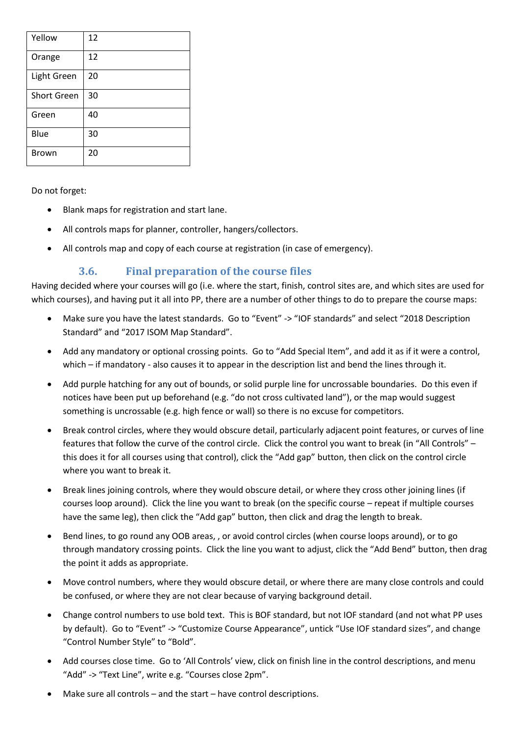| Yellow | 12 |
|---|---|
| Orange | 12 |
| Light Green | 20 |
| Short Green | 30 |
| Green | 40 |
| Blue | 30 |
| Brown | 20 |

Do not forget:

- Blank maps for registration and start lane.
- All controls maps for planner, controller, hangers/collectors.
- All controls map and copy of each course at registration (in case of emergency).

### 3.6. Final preparation of the course files

Having decided where your courses will go (i.e. where the start, finish, control sites are, and which sites are used for which courses), and having put it all into PP, there are a number of other things to do to prepare the course maps:

- Make sure you have the latest standards. Go to "Event" -> "IOF standards" and select "2018 Description Standard" and "2017 ISOM Map Standard".
- Add any mandatory or optional crossing points. Go to "Add Special Item", and add it as if it were a control, which – if mandatory - also causes it to appear in the description list and bend the lines through it.
- Add purple hatching for any out of bounds, or solid purple line for uncrossable boundaries. Do this even if notices have been put up beforehand (e.g. "do not cross cultivated land"), or the map would suggest something is uncrossable (e.g. high fence or wall) so there is no excuse for competitors.
- Break control circles, where they would obscure detail, particularly adjacent point features, or curves of line features that follow the curve of the control circle. Click the control you want to break (in "All Controls" – this does it for all courses using that control), click the "Add gap" button, then click on the control circle where you want to break it.
- Break lines joining controls, where they would obscure detail, or where they cross other joining lines (if courses loop around). Click the line you want to break (on the specific course – repeat if multiple courses have the same leg), then click the "Add gap" button, then click and drag the length to break.
- Bend lines, to go round any OOB areas, , or avoid control circles (when course loops around), or to go through mandatory crossing points. Click the line you want to adjust, click the "Add Bend" button, then drag the point it adds as appropriate.
- Move control numbers, where they would obscure detail, or where there are many close controls and could be confused, or where they are not clear because of varying background detail.
- Change control numbers to use bold text. This is BOF standard, but not IOF standard (and not what PP uses by default). Go to "Event" -> "Customize Course Appearance", untick "Use IOF standard sizes", and change "Control Number Style" to "Bold".
- Add courses close time. Go to 'All Controls' view, click on finish line in the control descriptions, and menu "Add" -> "Text Line", write e.g. "Courses close 2pm".
- Make sure all controls – and the start – have control descriptions.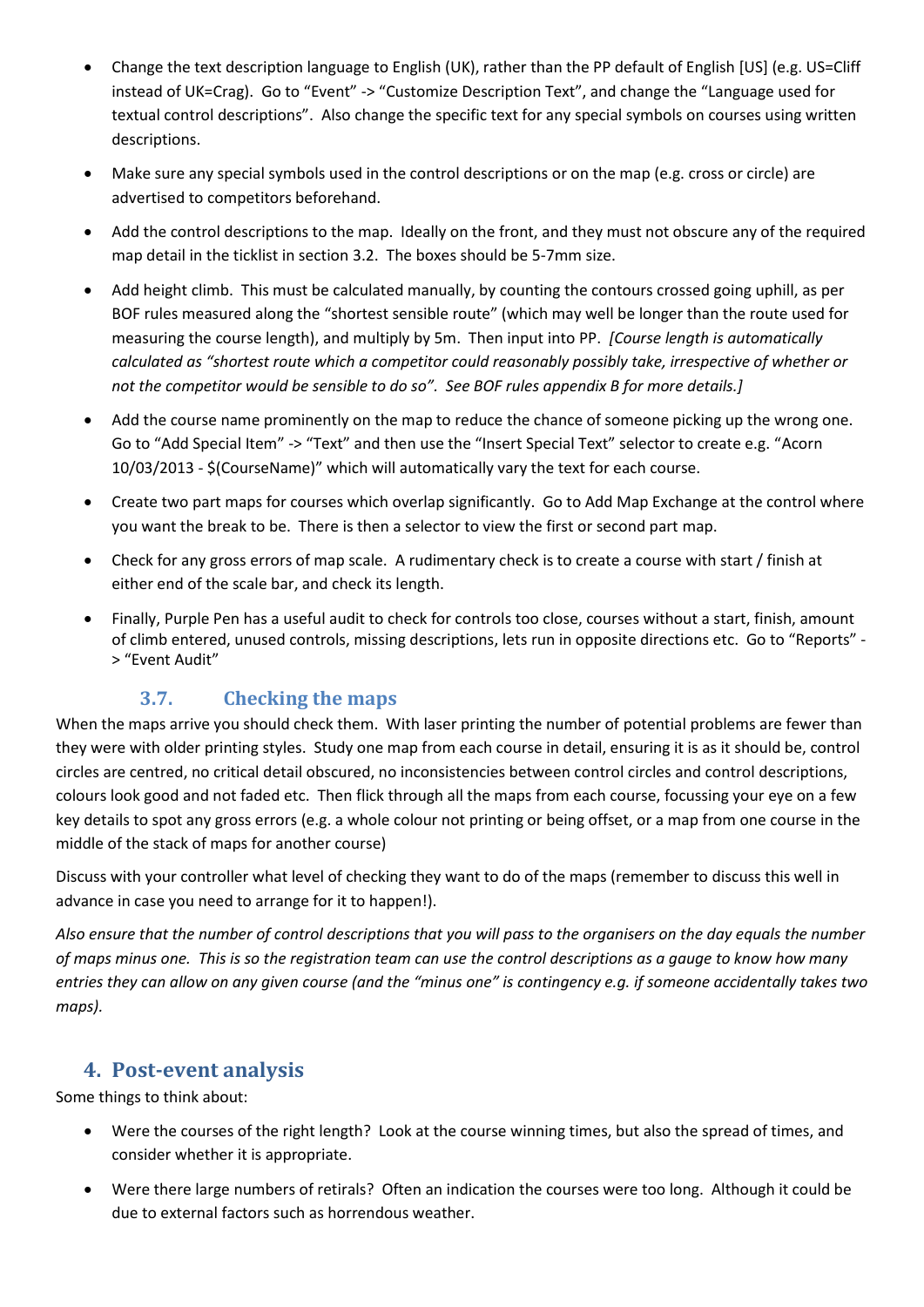- Change the text description language to English (UK), rather than the PP default of English [US] (e.g. US=Cliff instead of UK=Crag). Go to "Event" -> "Customize Description Text", and change the "Language used for textual control descriptions". Also change the specific text for any special symbols on courses using written descriptions.
- Make sure any special symbols used in the control descriptions or on the map (e.g. cross or circle) are advertised to competitors beforehand.
- Add the control descriptions to the map. Ideally on the front, and they must not obscure any of the required map detail in the ticklist in section 3.2. The boxes should be 5-7mm size.
- Add height climb. This must be calculated manually, by counting the contours crossed going uphill, as per BOF rules measured along the "shortest sensible route" (which may well be longer than the route used for measuring the course length), and multiply by 5m. Then input into PP. *[Course length is automatically calculated as "shortest route which a competitor could reasonably possibly take, irrespective of whether or not the competitor would be sensible to do so". See BOF rules appendix B for more details.]*
- Add the course name prominently on the map to reduce the chance of someone picking up the wrong one. Go to "Add Special Item" -> "Text" and then use the "Insert Special Text" selector to create e.g. "Acorn 10/03/2013 - $(CourseName)" which will automatically vary the text for each course.
- Create two part maps for courses which overlap significantly. Go to Add Map Exchange at the control where you want the break to be. There is then a selector to view the first or second part map.
- Check for any gross errors of map scale. A rudimentary check is to create a course with start / finish at either end of the scale bar, and check its length.
- Finally, Purple Pen has a useful audit to check for controls too close, courses without a start, finish, amount of climb entered, unused controls, missing descriptions, lets run in opposite directions etc. Go to "Reports" -> "Event Audit"

### 3.7. Checking the maps

When the maps arrive you should check them. With laser printing the number of potential problems are fewer than they were with older printing styles. Study one map from each course in detail, ensuring it is as it should be, control circles are centred, no critical detail obscured, no inconsistencies between control circles and control descriptions, colours look good and not faded etc. Then flick through all the maps from each course, focussing your eye on a few key details to spot any gross errors (e.g. a whole colour not printing or being offset, or a map from one course in the middle of the stack of maps for another course)

Discuss with your controller what level of checking they want to do of the maps (remember to discuss this well in advance in case you need to arrange for it to happen!).

*Also ensure that the number of control descriptions that you will pass to the organisers on the day equals the number of maps minus one. This is so the registration team can use the control descriptions as a gauge to know how many entries they can allow on any given course (and the "minus one" is contingency e.g. if someone accidentally takes two maps).*

## 4. Post-event analysis

Some things to think about:

- Were the courses of the right length? Look at the course winning times, but also the spread of times, and consider whether it is appropriate.
- Were there large numbers of retirals? Often an indication the courses were too long. Although it could be due to external factors such as horrendous weather.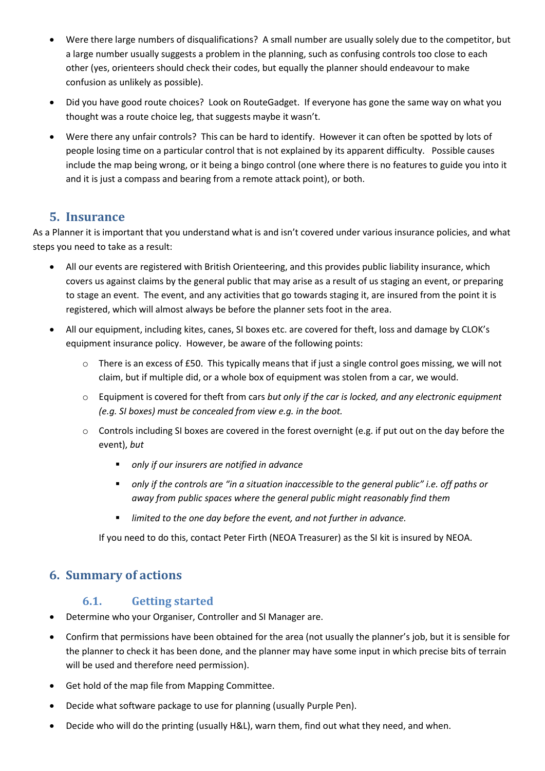- Were there large numbers of disqualifications? A small number are usually solely due to the competitor, but a large number usually suggests a problem in the planning, such as confusing controls too close to each other (yes, orienteers should check their codes, but equally the planner should endeavour to make confusion as unlikely as possible).
- Did you have good route choices? Look on RouteGadget. If everyone has gone the same way on what you thought was a route choice leg, that suggests maybe it wasn't.
- Were there any unfair controls? This can be hard to identify. However it can often be spotted by lots of people losing time on a particular control that is not explained by its apparent difficulty. Possible causes include the map being wrong, or it being a bingo control (one where there is no features to guide you into it and it is just a compass and bearing from a remote attack point), or both.

## 5. Insurance

As a Planner it is important that you understand what is and isn't covered under various insurance policies, and what steps you need to take as a result:

- All our events are registered with British Orienteering, and this provides public liability insurance, which covers us against claims by the general public that may arise as a result of us staging an event, or preparing to stage an event. The event, and any activities that go towards staging it, are insured from the point it is registered, which will almost always be before the planner sets foot in the area.
- All our equipment, including kites, canes, SI boxes etc. are covered for theft, loss and damage by CLOK's equipment insurance policy. However, be aware of the following points:
    - There is an excess of £50. This typically means that if just a single control goes missing, we will not claim, but if multiple did, or a whole box of equipment was stolen from a car, we would.
    - Equipment is covered for theft from cars *but only if the car is locked, and any electronic equipment (e.g. SI boxes) must be concealed from view e.g. in the boot.*
    - Controls including SI boxes are covered in the forest overnight (e.g. if put out on the day before the event), *but*
        - *only if our insurers are notified in advance*
        - *only if the controls are "in a situation inaccessible to the general public" i.e. off paths or away from public spaces where the general public might reasonably find them*
        - *limited to the one day before the event, and not further in advance.*

    If you need to do this, contact Peter Firth (NEOA Treasurer) as the SI kit is insured by NEOA.

## 6. Summary of actions

### 6.1. Getting started

- Determine who your Organiser, Controller and SI Manager are.
- Confirm that permissions have been obtained for the area (not usually the planner's job, but it is sensible for the planner to check it has been done, and the planner may have some input in which precise bits of terrain will be used and therefore need permission).
- Get hold of the map file from Mapping Committee.
- Decide what software package to use for planning (usually Purple Pen).
- Decide who will do the printing (usually H&L), warn them, find out what they need, and when.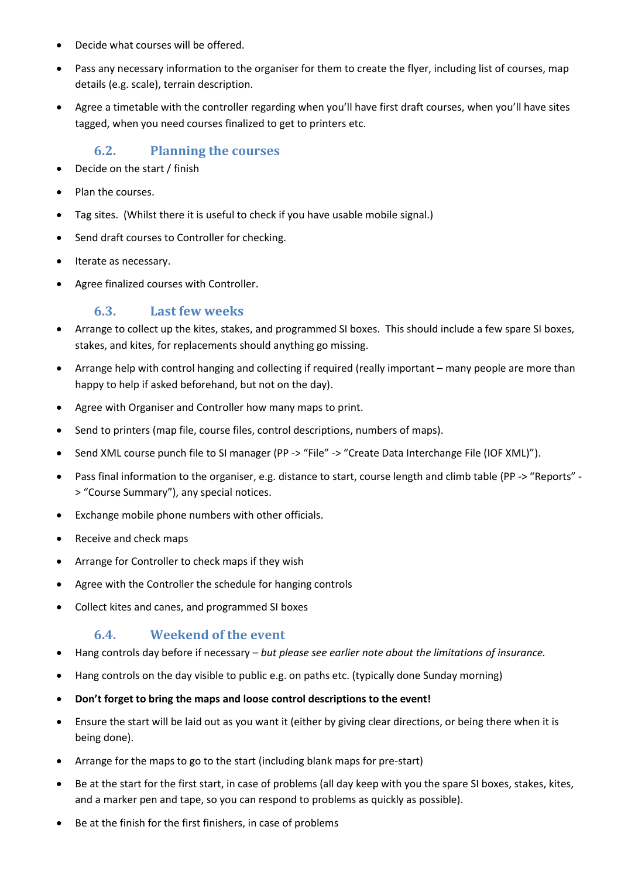- Decide what courses will be offered.
- Pass any necessary information to the organiser for them to create the flyer, including list of courses, map details (e.g. scale), terrain description.
- Agree a timetable with the controller regarding when you'll have first draft courses, when you'll have sites tagged, when you need courses finalized to get to printers etc.

### 6.2. Planning the courses

- Decide on the start / finish
- Plan the courses.
- Tag sites. (Whilst there it is useful to check if you have usable mobile signal.)
- Send draft courses to Controller for checking.
- Iterate as necessary.
- Agree finalized courses with Controller.

### 6.3. Last few weeks

- Arrange to collect up the kites, stakes, and programmed SI boxes. This should include a few spare SI boxes, stakes, and kites, for replacements should anything go missing.
- Arrange help with control hanging and collecting if required (really important – many people are more than happy to help if asked beforehand, but not on the day).
- Agree with Organiser and Controller how many maps to print.
- Send to printers (map file, course files, control descriptions, numbers of maps).
- Send XML course punch file to SI manager (PP -> "File" -> "Create Data Interchange File (IOF XML)").
- Pass final information to the organiser, e.g. distance to start, course length and climb table (PP -> "Reports" -> "Course Summary"), any special notices.
- Exchange mobile phone numbers with other officials.
- Receive and check maps
- Arrange for Controller to check maps if they wish
- Agree with the Controller the schedule for hanging controls
- Collect kites and canes, and programmed SI boxes

### 6.4. Weekend of the event

- Hang controls day before if necessary – *but please see earlier note about the limitations of insurance.*
- Hang controls on the day visible to public e.g. on paths etc. (typically done Sunday morning)
- **Don't forget to bring the maps and loose control descriptions to the event!**
- Ensure the start will be laid out as you want it (either by giving clear directions, or being there when it is being done).
- Arrange for the maps to go to the start (including blank maps for pre-start)
- Be at the start for the first start, in case of problems (all day keep with you the spare SI boxes, stakes, kites, and a marker pen and tape, so you can respond to problems as quickly as possible).
- Be at the finish for the first finishers, in case of problems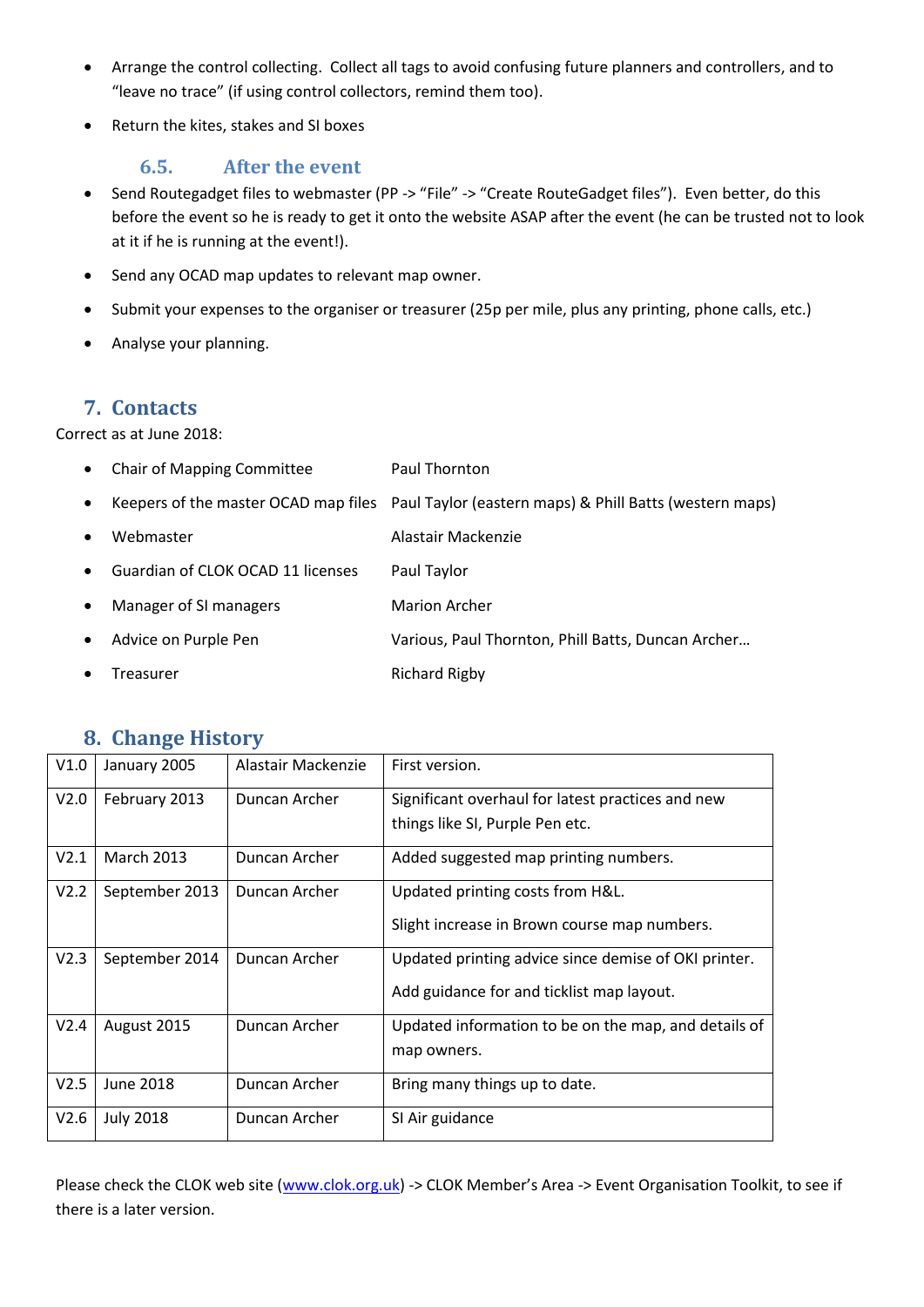- Arrange the control collecting. Collect all tags to avoid confusing future planners and controllers, and to "leave no trace" (if using control collectors, remind them too).
- Return the kites, stakes and SI boxes

### 6.5. After the event

- Send Routegadget files to webmaster (PP -> "File" -> "Create RouteGadget files"). Even better, do this before the event so he is ready to get it onto the website ASAP after the event (he can be trusted not to look at it if he is running at the event!).
- Send any OCAD map updates to relevant map owner.
- Submit your expenses to the organiser or treasurer (25p per mile, plus any printing, phone calls, etc.)
- Analyse your planning.

## 7. Contacts

Correct as at June 2018:

- Chair of Mapping Committee — Paul Thornton
- Keepers of the master OCAD map files — Paul Taylor (eastern maps) & Phill Batts (western maps)
- Webmaster — Alastair Mackenzie
- Guardian of CLOK OCAD 11 licenses — Paul Taylor
- Manager of SI managers — Marion Archer
- Advice on Purple Pen — Various, Paul Thornton, Phill Batts, Duncan Archer…
- Treasurer — Richard Rigby

## 8. Change History

| | | | |
|---|---|---|---|
| V1.0 | January 2005 | Alastair Mackenzie | First version. |
| V2.0 | February 2013 | Duncan Archer | Significant overhaul for latest practices and new things like SI, Purple Pen etc. |
| V2.1 | March 2013 | Duncan Archer | Added suggested map printing numbers. |
| V2.2 | September 2013 | Duncan Archer | Updated printing costs from H&L.<br>Slight increase in Brown course map numbers. |
| V2.3 | September 2014 | Duncan Archer | Updated printing advice since demise of OKI printer.<br>Add guidance for and ticklist map layout. |
| V2.4 | August 2015 | Duncan Archer | Updated information to be on the map, and details of map owners. |
| V2.5 | June 2018 | Duncan Archer | Bring many things up to date. |
| V2.6 | July 2018 | Duncan Archer | SI Air guidance |

Please check the CLOK web site (www.clok.org.uk) -> CLOK Member's Area -> Event Organisation Toolkit, to see if there is a later version.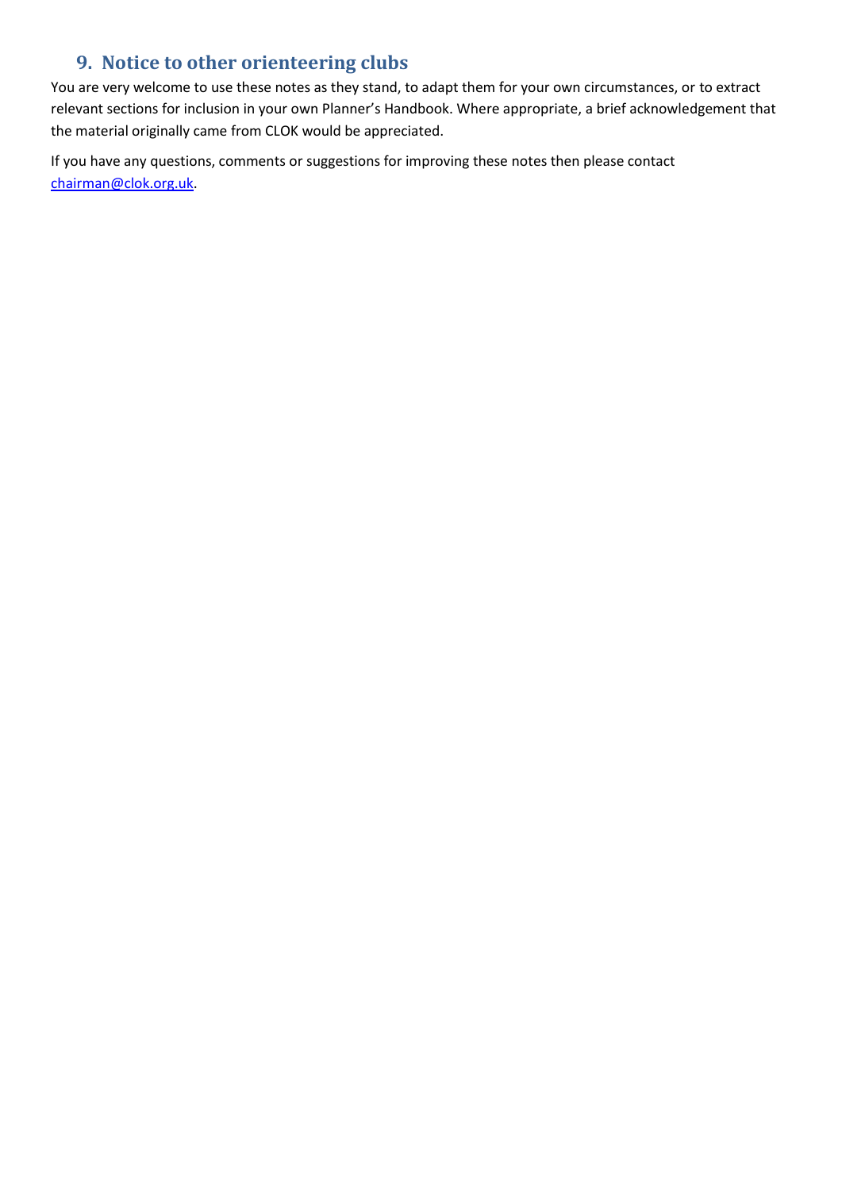## 9. Notice to other orienteering clubs

You are very welcome to use these notes as they stand, to adapt them for your own circumstances, or to extract relevant sections for inclusion in your own Planner's Handbook. Where appropriate, a brief acknowledgement that the material originally came from CLOK would be appreciated.

If you have any questions, comments or suggestions for improving these notes then please contact [chairman@clok.org.uk](mailto:chairman@clok.org.uk).